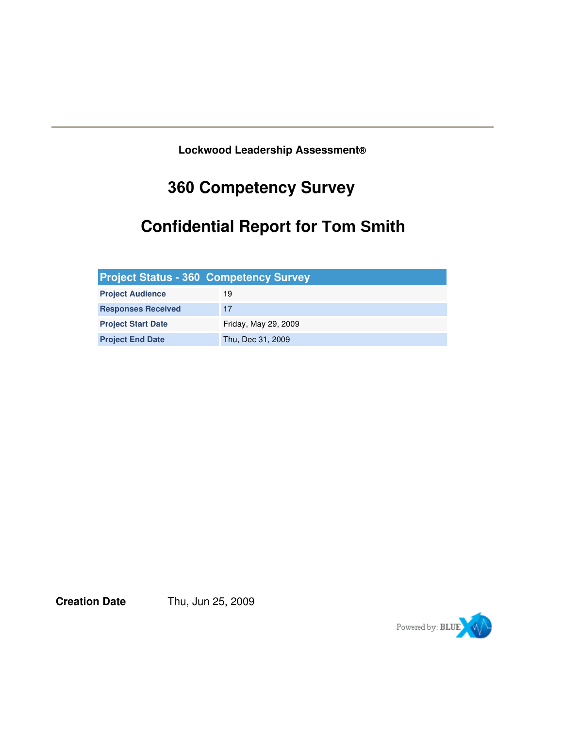**Lockwood Leadership Assessment®**

# 360 Competency Survey

# Confidential Report for Tom Smith

| Project Status - 360 Competency Survey | |
|---|---|
| **Project Audience** | 19 |
| **Responses Received** | 17 |
| **Project Start Date** | Friday, May 29, 2009 |
| **Project End Date** | Thu, Dec 31, 2009 |

**Creation Date** Thu, Jun 25, 2009

Powered by: BLUE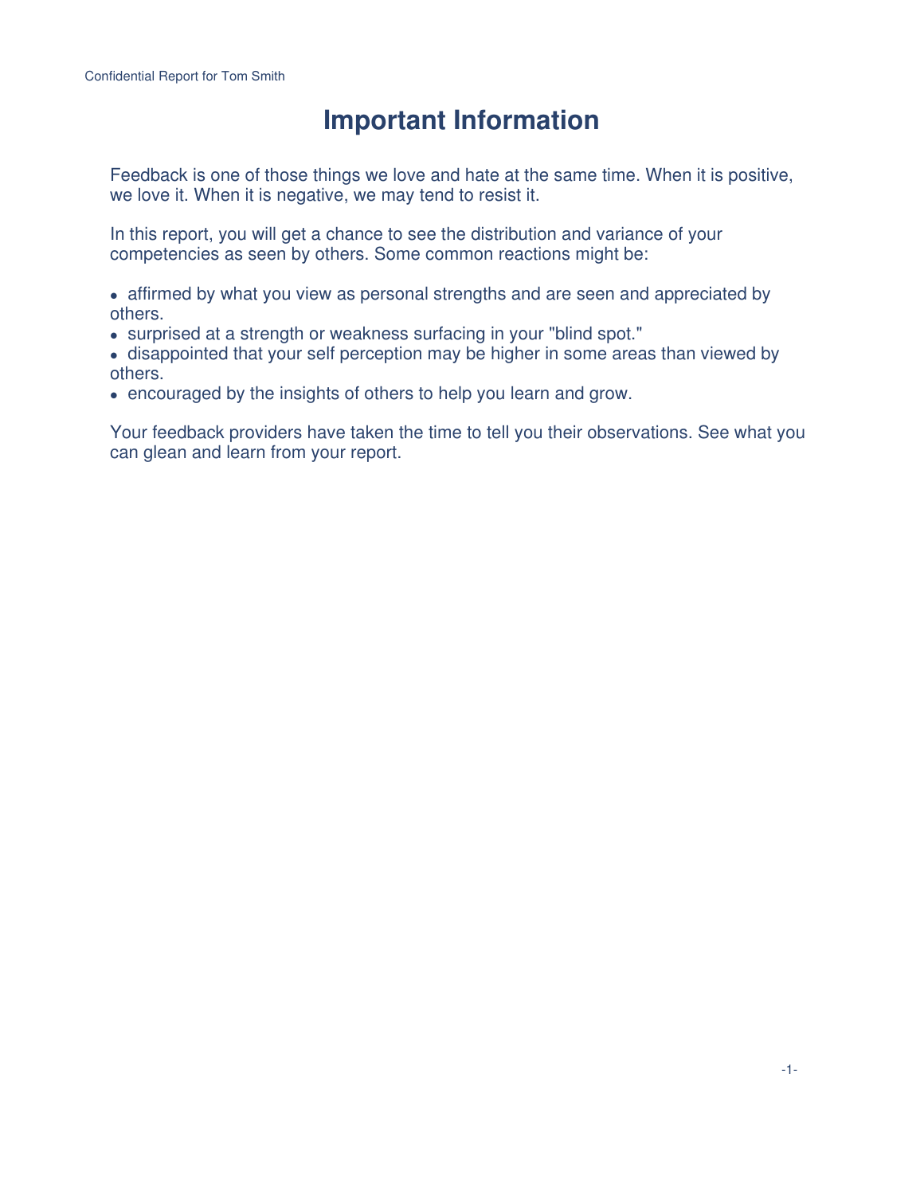# Important Information

Feedback is one of those things we love and hate at the same time. When it is positive, we love it. When it is negative, we may tend to resist it.

In this report, you will get a chance to see the distribution and variance of your competencies as seen by others. Some common reactions might be:

- affirmed by what you view as personal strengths and are seen and appreciated by others.
- surprised at a strength or weakness surfacing in your "blind spot."
- disappointed that your self perception may be higher in some areas than viewed by others.
- encouraged by the insights of others to help you learn and grow.

Your feedback providers have taken the time to tell you their observations. See what you can glean and learn from your report.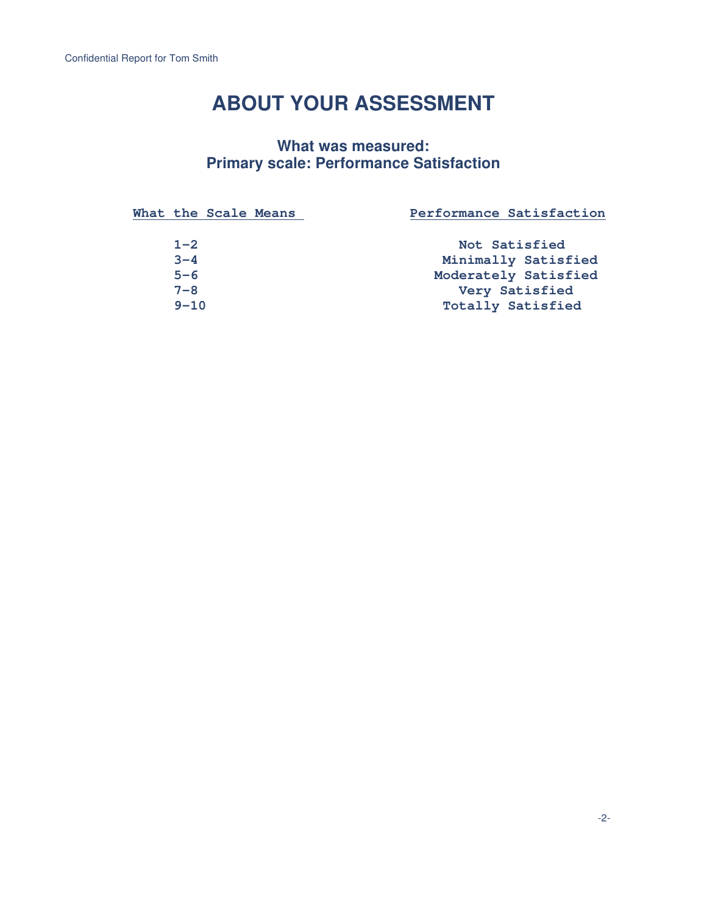# ABOUT YOUR ASSESSMENT

## What was measured:
## Primary scale: Performance Satisfaction

| What the Scale Means | Performance Satisfaction |
|---|---|
| 1–2 | Not Satisfied |
| 3–4 | Minimally Satisfied |
| 5–6 | Moderately Satisfied |
| 7–8 | Very Satisfied |
| 9–10 | Totally Satisfied |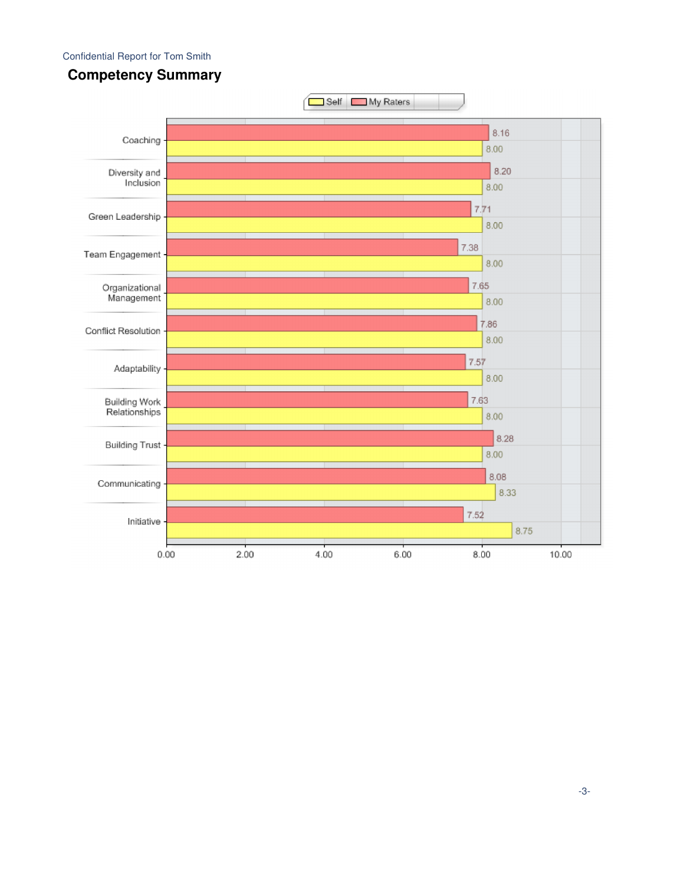Confidential Report for Tom Smith

## Competency Summary

| Competency | Self | My Raters |
|---|---|---|
| Coaching | 8.00 | 8.16 |
| Diversity and Inclusion | 8.00 | 8.20 |
| Green Leadership | 8.00 | 7.71 |
| Team Engagement | 8.00 | 7.38 |
| Organizational Management | 8.00 | 7.65 |
| Conflict Resolution | 8.00 | 7.86 |
| Adaptability | 8.00 | 7.57 |
| Building Work Relationships | 8.00 | 7.63 |
| Building Trust | 8.00 | 8.28 |
| Communicating | 8.33 | 8.08 |
| Initiative | 8.75 | 7.52 |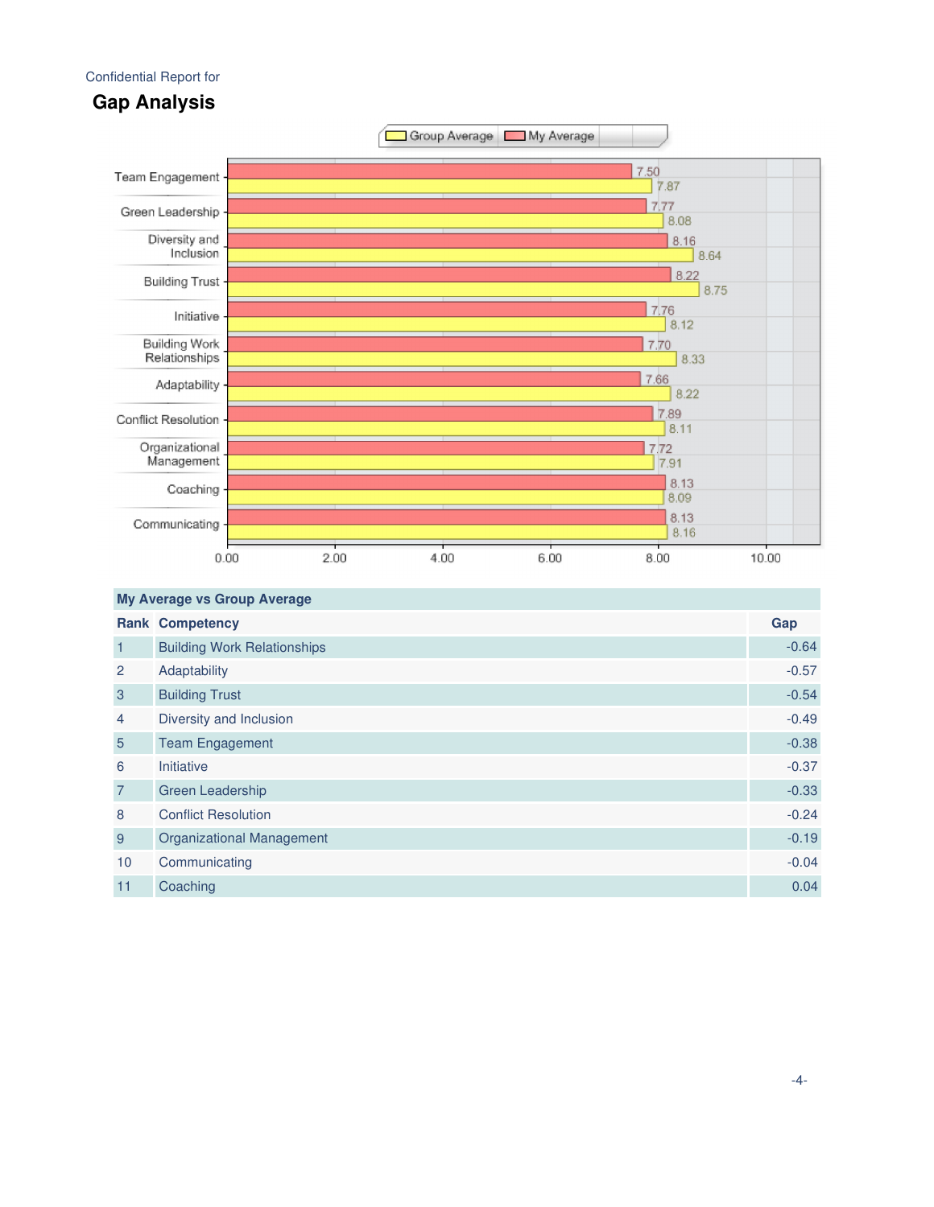Confidential Report for

# Gap Analysis

| Competency | My Average | Group Average |
|---|---|---|
| Team Engagement | 7.50 | 7.87 |
| Green Leadership | 7.77 | 8.08 |
| Diversity and Inclusion | 8.16 | 8.64 |
| Building Trust | 8.22 | 8.75 |
| Initiative | 7.76 | 8.12 |
| Building Work Relationships | 7.70 | 8.33 |
| Adaptability | 7.66 | 8.22 |
| Conflict Resolution | 7.89 | 8.11 |
| Organizational Management | 7.72 | 7.91 |
| Coaching | 8.13 | 8.09 |
| Communicating | 8.13 | 8.16 |

**My Average vs Group Average**

| Rank | Competency | Gap |
|---|---|---|
| 1 | Building Work Relationships | -0.64 |
| 2 | Adaptability | -0.57 |
| 3 | Building Trust | -0.54 |
| 4 | Diversity and Inclusion | -0.49 |
| 5 | Team Engagement | -0.38 |
| 6 | Initiative | -0.37 |
| 7 | Green Leadership | -0.33 |
| 8 | Conflict Resolution | -0.24 |
| 9 | Organizational Management | -0.19 |
| 10 | Communicating | -0.04 |
| 11 | Coaching | 0.04 |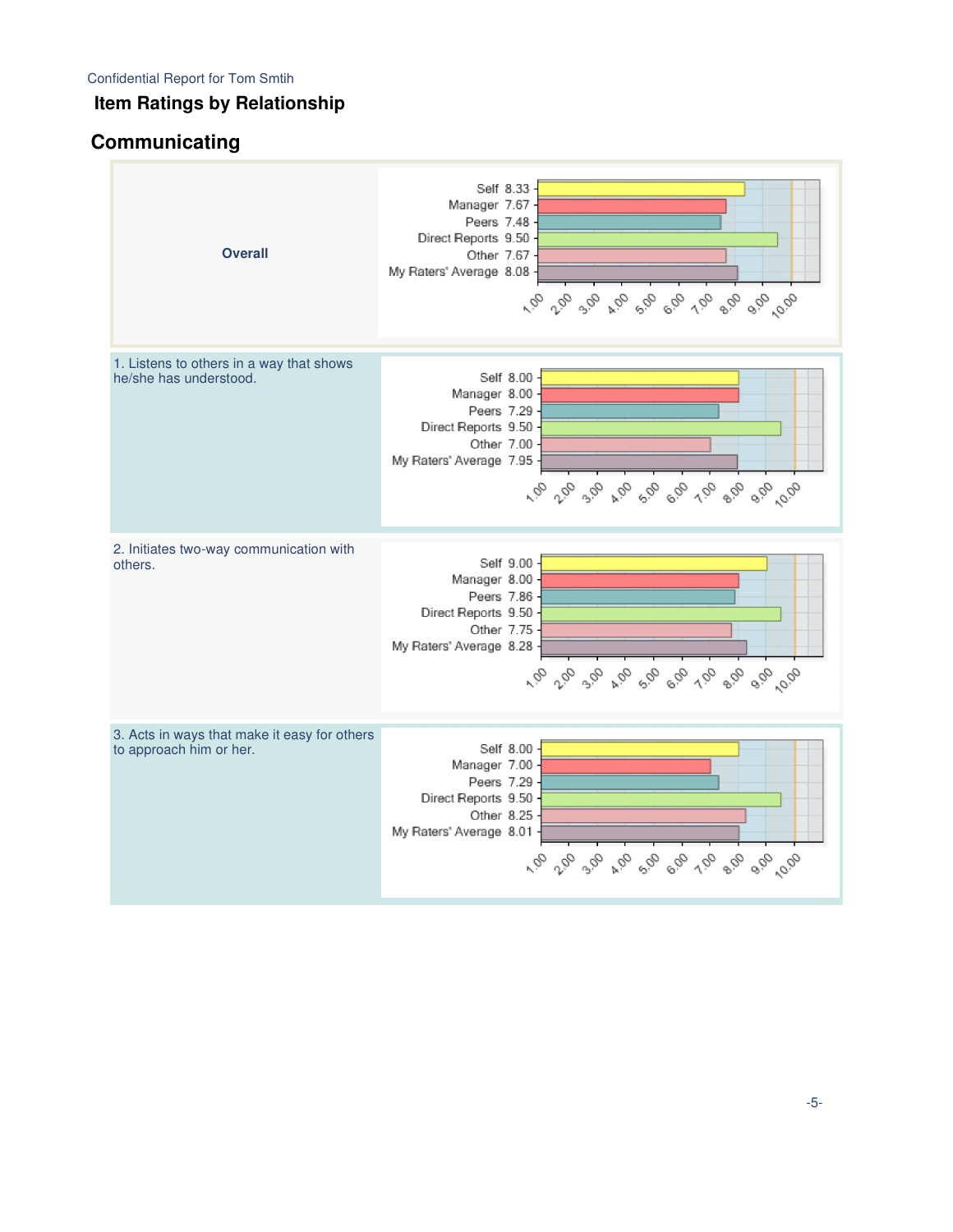Confidential Report for Tom Smtih

## Item Ratings by Relationship

# Communicating

**Overall**

| Relationship | Rating |
|---|---|
| Self | 8.33 |
| Manager | 7.67 |
| Peers | 7.48 |
| Direct Reports | 9.50 |
| Other | 7.67 |
| My Raters' Average | 8.08 |

1. Listens to others in a way that shows he/she has understood.

| Relationship | Rating |
|---|---|
| Self | 8.00 |
| Manager | 8.00 |
| Peers | 7.29 |
| Direct Reports | 9.50 |
| Other | 7.00 |
| My Raters' Average | 7.95 |

2. Initiates two-way communication with others.

| Relationship | Rating |
|---|---|
| Self | 9.00 |
| Manager | 8.00 |
| Peers | 7.86 |
| Direct Reports | 9.50 |
| Other | 7.75 |
| My Raters' Average | 8.28 |

3. Acts in ways that make it easy for others to approach him or her.

| Relationship | Rating |
|---|---|
| Self | 8.00 |
| Manager | 7.00 |
| Peers | 7.29 |
| Direct Reports | 9.50 |
| Other | 8.25 |
| My Raters' Average | 8.01 |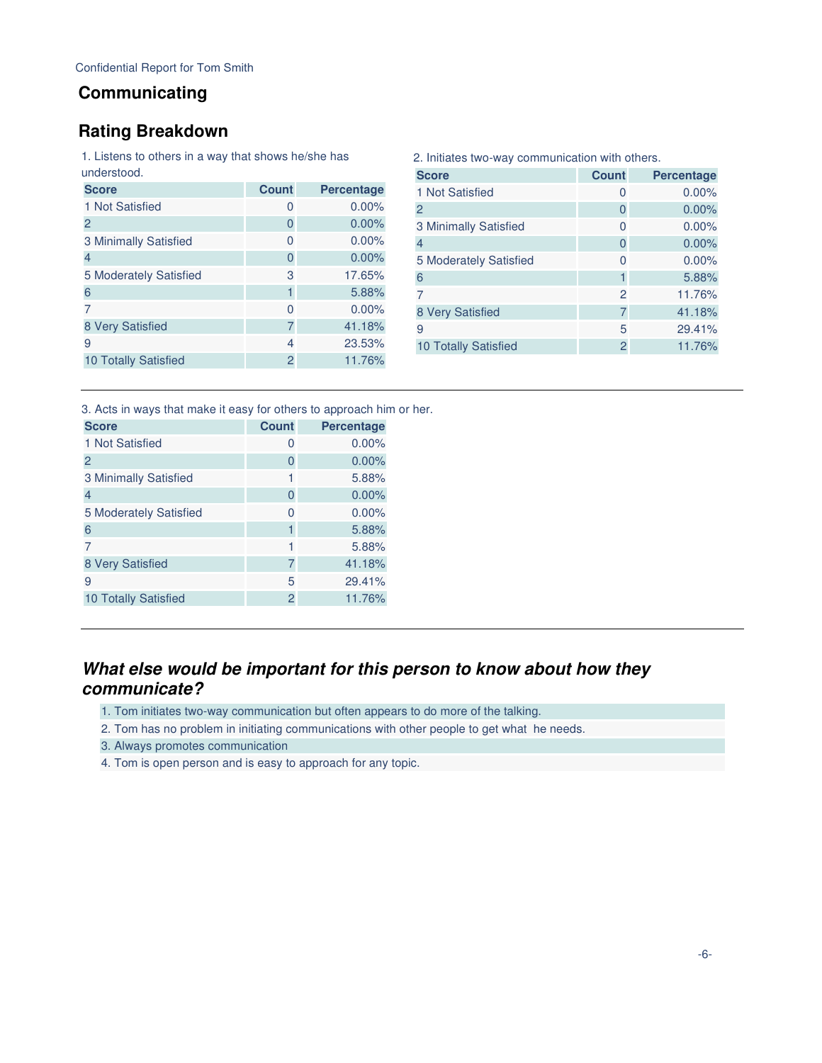# Communicating

## Rating Breakdown

1. Listens to others in a way that shows he/she has understood.

| Score | Count | Percentage |
|---|---|---|
| 1 Not Satisfied | 0 | 0.00% |
| 2 | 0 | 0.00% |
| 3 Minimally Satisfied | 0 | 0.00% |
| 4 | 0 | 0.00% |
| 5 Moderately Satisfied | 3 | 17.65% |
| 6 | 1 | 5.88% |
| 7 | 0 | 0.00% |
| 8 Very Satisfied | 7 | 41.18% |
| 9 | 4 | 23.53% |
| 10 Totally Satisfied | 2 | 11.76% |

2. Initiates two-way communication with others.

| Score | Count | Percentage |
|---|---|---|
| 1 Not Satisfied | 0 | 0.00% |
| 2 | 0 | 0.00% |
| 3 Minimally Satisfied | 0 | 0.00% |
| 4 | 0 | 0.00% |
| 5 Moderately Satisfied | 0 | 0.00% |
| 6 | 1 | 5.88% |
| 7 | 2 | 11.76% |
| 8 Very Satisfied | 7 | 41.18% |
| 9 | 5 | 29.41% |
| 10 Totally Satisfied | 2 | 11.76% |

3. Acts in ways that make it easy for others to approach him or her.

| Score | Count | Percentage |
|---|---|---|
| 1 Not Satisfied | 0 | 0.00% |
| 2 | 0 | 0.00% |
| 3 Minimally Satisfied | 1 | 5.88% |
| 4 | 0 | 0.00% |
| 5 Moderately Satisfied | 0 | 0.00% |
| 6 | 1 | 5.88% |
| 7 | 1 | 5.88% |
| 8 Very Satisfied | 7 | 41.18% |
| 9 | 5 | 29.41% |
| 10 Totally Satisfied | 2 | 11.76% |

## *What else would be important for this person to know about how they communicate?*

1. Tom initiates two-way communication but often appears to do more of the talking.
2. Tom has no problem in initiating communications with other people to get what he needs.
3. Always promotes communication
4. Tom is open person and is easy to approach for any topic.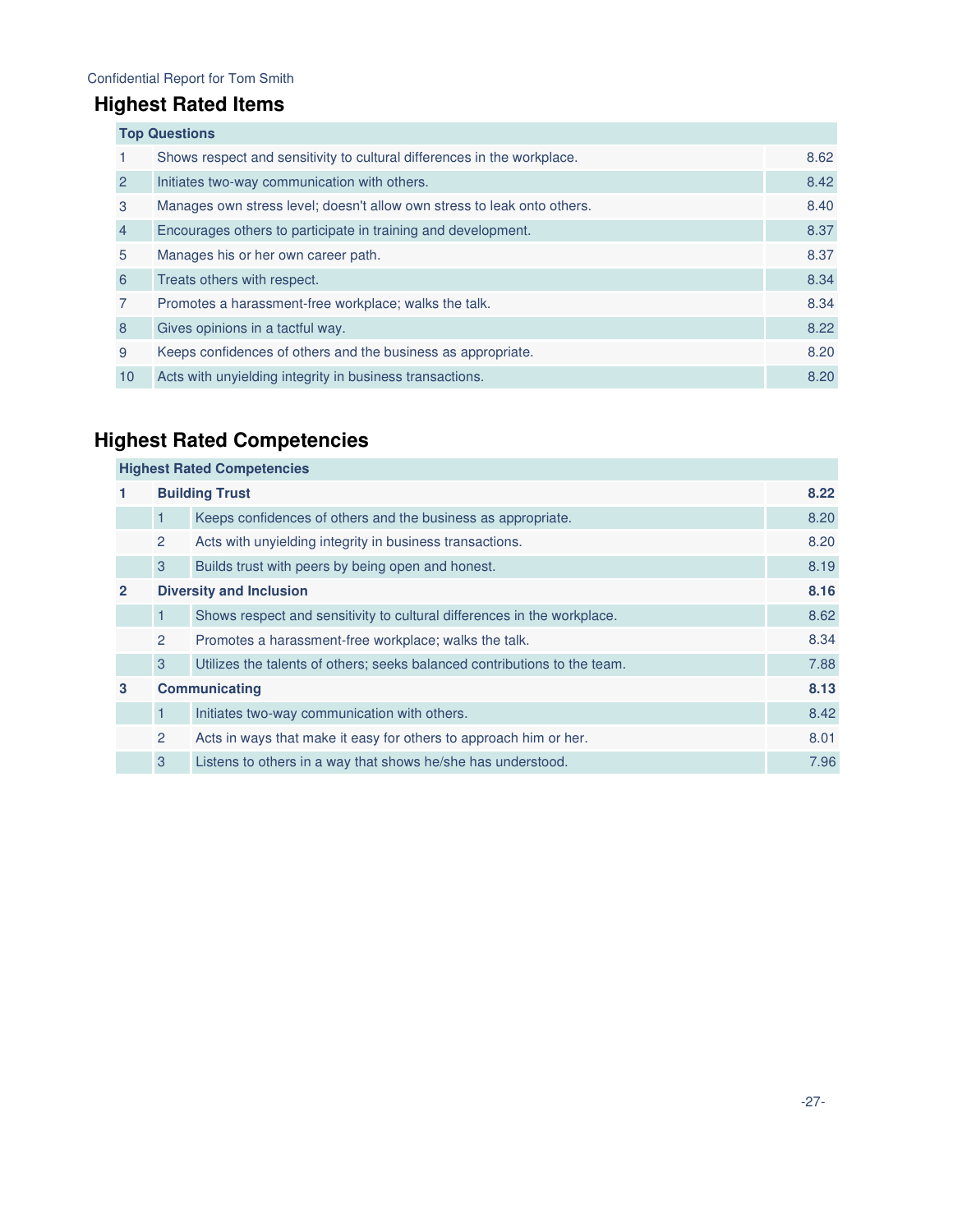Confidential Report for Tom Smith

## Highest Rated Items

| Top Questions | | |
|---|---|---|
| 1 | Shows respect and sensitivity to cultural differences in the workplace. | 8.62 |
| 2 | Initiates two-way communication with others. | 8.42 |
| 3 | Manages own stress level; doesn't allow own stress to leak onto others. | 8.40 |
| 4 | Encourages others to participate in training and development. | 8.37 |
| 5 | Manages his or her own career path. | 8.37 |
| 6 | Treats others with respect. | 8.34 |
| 7 | Promotes a harassment-free workplace; walks the talk. | 8.34 |
| 8 | Gives opinions in a tactful way. | 8.22 |
| 9 | Keeps confidences of others and the business as appropriate. | 8.20 |
| 10 | Acts with unyielding integrity in business transactions. | 8.20 |

## Highest Rated Competencies

| Highest Rated Competencies | | | |
|---|---|---|---|
| **1** | **Building Trust** | | **8.22** |
| | 1 | Keeps confidences of others and the business as appropriate. | 8.20 |
| | 2 | Acts with unyielding integrity in business transactions. | 8.20 |
| | 3 | Builds trust with peers by being open and honest. | 8.19 |
| **2** | **Diversity and Inclusion** | | **8.16** |
| | 1 | Shows respect and sensitivity to cultural differences in the workplace. | 8.62 |
| | 2 | Promotes a harassment-free workplace; walks the talk. | 8.34 |
| | 3 | Utilizes the talents of others; seeks balanced contributions to the team. | 7.88 |
| **3** | **Communicating** | | **8.13** |
| | 1 | Initiates two-way communication with others. | 8.42 |
| | 2 | Acts in ways that make it easy for others to approach him or her. | 8.01 |
| | 3 | Listens to others in a way that shows he/she has understood. | 7.96 |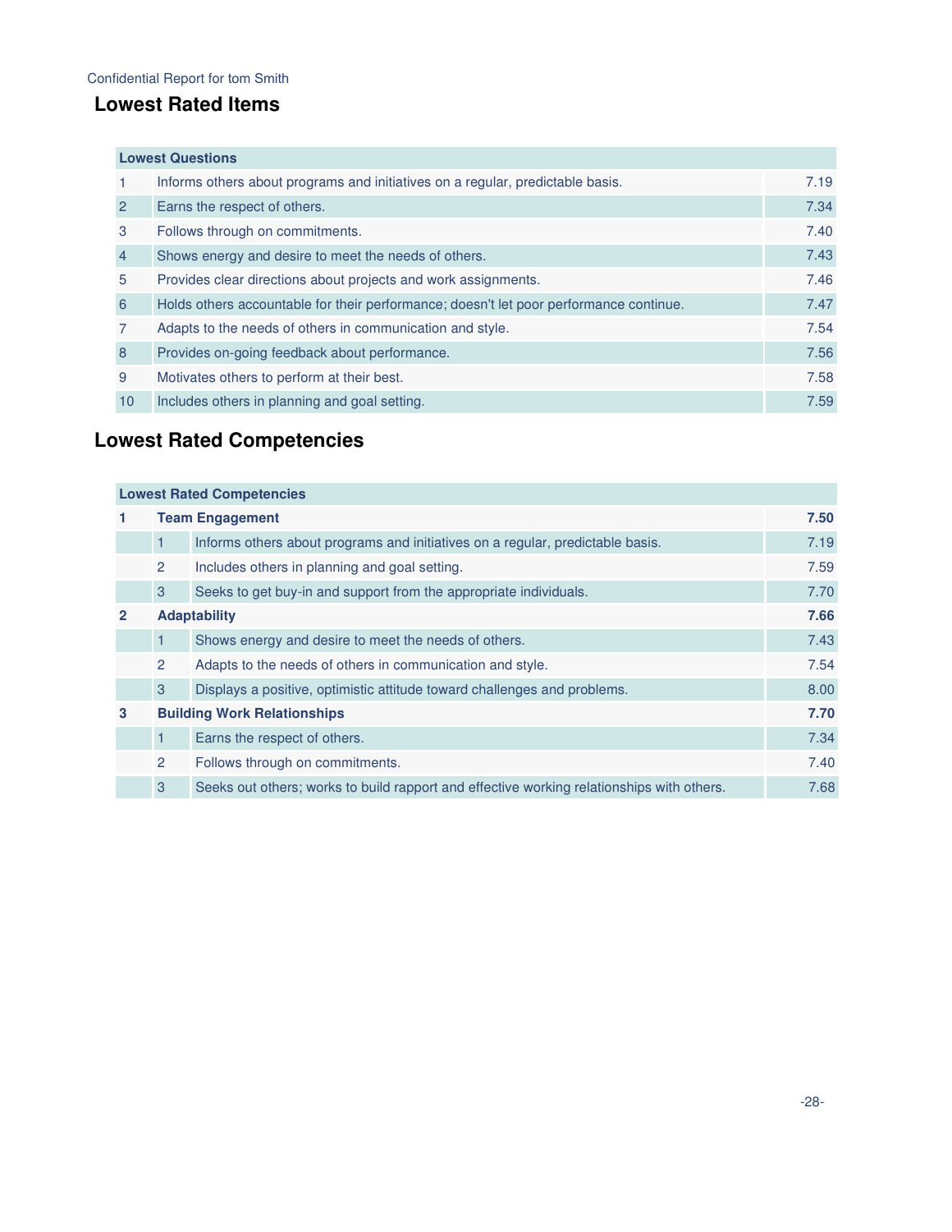Confidential Report for tom Smith

## Lowest Rated Items

| Lowest Questions | | |
|---|---|---|
| 1 | Informs others about programs and initiatives on a regular, predictable basis. | 7.19 |
| 2 | Earns the respect of others. | 7.34 |
| 3 | Follows through on commitments. | 7.40 |
| 4 | Shows energy and desire to meet the needs of others. | 7.43 |
| 5 | Provides clear directions about projects and work assignments. | 7.46 |
| 6 | Holds others accountable for their performance; doesn't let poor performance continue. | 7.47 |
| 7 | Adapts to the needs of others in communication and style. | 7.54 |
| 8 | Provides on-going feedback about performance. | 7.56 |
| 9 | Motivates others to perform at their best. | 7.58 |
| 10 | Includes others in planning and goal setting. | 7.59 |

## Lowest Rated Competencies

| Lowest Rated Competencies | | | |
|---|---|---|---|
| **1** | **Team Engagement** | | **7.50** |
| | 1 | Informs others about programs and initiatives on a regular, predictable basis. | 7.19 |
| | 2 | Includes others in planning and goal setting. | 7.59 |
| | 3 | Seeks to get buy-in and support from the appropriate individuals. | 7.70 |
| **2** | **Adaptability** | | **7.66** |
| | 1 | Shows energy and desire to meet the needs of others. | 7.43 |
| | 2 | Adapts to the needs of others in communication and style. | 7.54 |
| | 3 | Displays a positive, optimistic attitude toward challenges and problems. | 8.00 |
| **3** | **Building Work Relationships** | | **7.70** |
| | 1 | Earns the respect of others. | 7.34 |
| | 2 | Follows through on commitments. | 7.40 |
| | 3 | Seeks out others; works to build rapport and effective working relationships with others. | 7.68 |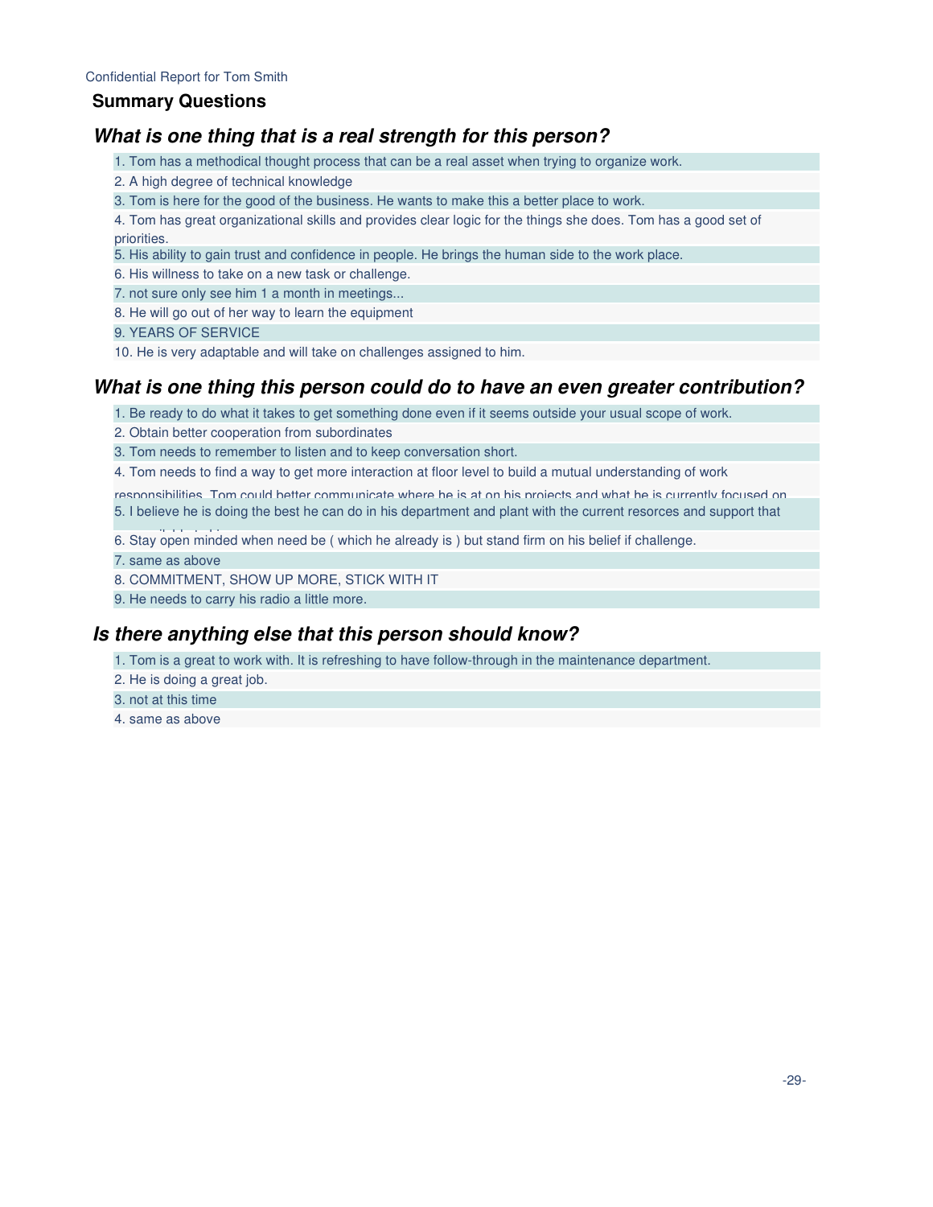Confidential Report for Tom Smith

## Summary Questions

### *What is one thing that is a real strength for this person?*

1. Tom has a methodical thought process that can be a real asset when trying to organize work.
2. A high degree of technical knowledge
3. Tom is here for the good of the business. He wants to make this a better place to work.
4. Tom has great organizational skills and provides clear logic for the things she does. Tom has a good set of priorities.
5. His ability to gain trust and confidence in people. He brings the human side to the work place.
6. His willness to take on a new task or challenge.
7. not sure only see him 1 a month in meetings...
8. He will go out of her way to learn the equipment
9. YEARS OF SERVICE
10. He is very adaptable and will take on challenges assigned to him.

### *What is one thing this person could do to have an even greater contribution?*

1. Be ready to do what it takes to get something done even if it seems outside your usual scope of work.
2. Obtain better cooperation from subordinates
3. Tom needs to remember to listen and to keep conversation short.
4. Tom needs to find a way to get more interaction at floor level to build a mutual understanding of work responsibilities. Tom could better communicate where he is at on his projects and what he is currently focused on
5. I believe he is doing the best he can do in his department and plant with the current resorces and support that
6. Stay open minded when need be ( which he already is ) but stand firm on his belief if challenge.
7. same as above
8. COMMITMENT, SHOW UP MORE, STICK WITH IT
9. He needs to carry his radio a little more.

### *Is there anything else that this person should know?*

1. Tom is a great to work with. It is refreshing to have follow-through in the maintenance department.
2. He is doing a great job.
3. not at this time
4. same as above